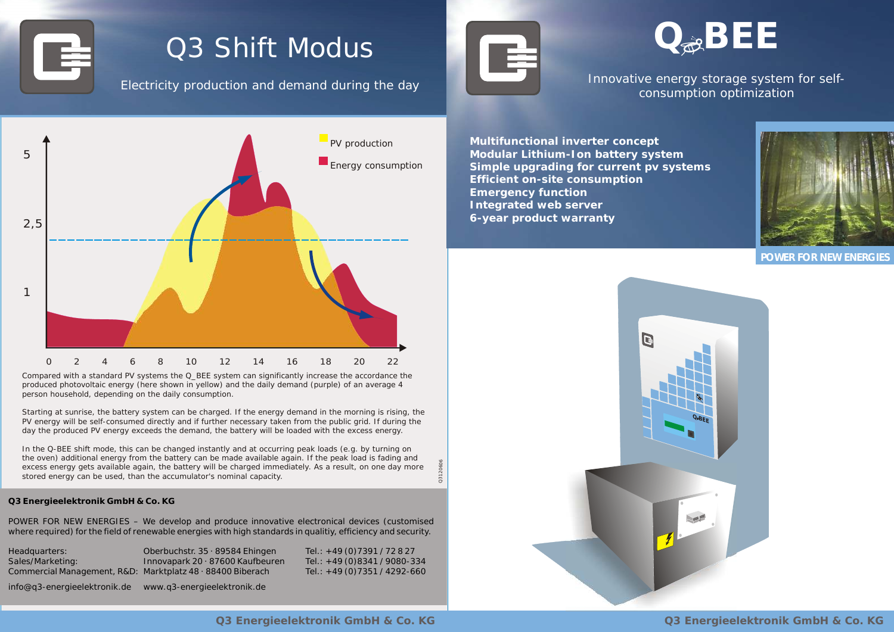# Q3 Shift Modus

Electricity production and demand during the day

PV production

Energy consumption

Compared with a standard PV systems the Q_BEE system can significantly increase the accordance the produced photovoltaic energy (here shown in yellow) and the daily demand (purple) of an average 4 person household, depending on the daily consumption.

Starting at sunrise, the battery system can be charged. If the energy demand in the morning is rising, the PV energy will be self-consumed directly and if further necessary taken from the public grid. If during the day the produced PV energy exceeds the demand, the battery will be loaded with the excess energy.

In the Q-BEE shift mode, this can be changed instantly and at occurring peak loads (e.g. by turning on the oven) additional energy from the battery can be made available again. If the peak load is fading and excess energy gets available again, the battery will be charged immediately. As a result, on one day more stored energy can be used, than the accumulator's nominal capacity.

**Q3 Energieelektronik GmbH & Co. KG**

POWER FOR NEW ENERGIES – We develop and produce innovative electronical devices (customised where required) for the field of renewable energies with high standards in qualitiy, efficiency and security.

| | | |
|---|---|---|
| Headquarters: | Oberbuchstr. 35 · 89584 Ehingen | Tel.: +49 (0)7391 / 72 8 27 |
| Sales/Marketing: | Innovapark 20 · 87600 Kaufbeuren | Tel.: +49 (0)8341 / 9080-334 |
| Commercial Management, R&D: | Marktplatz 48 · 88400 Biberach | Tel.: +49 (0)7351 / 4292-660 |

info@q3-energieelektronik.de www.q3-energieelektronik.de

# Q-BEE

Innovative energy storage system for self-consumption optimization

**Multifunctional inverter concept**
**Modular Lithium-Ion battery system**
**Simple upgrading for current pv systems**
**Efficient on-site consumption**
**Emergency function**
**Integrated web server**
**6-year product warranty**

**POWER FOR NEW ENERGIES**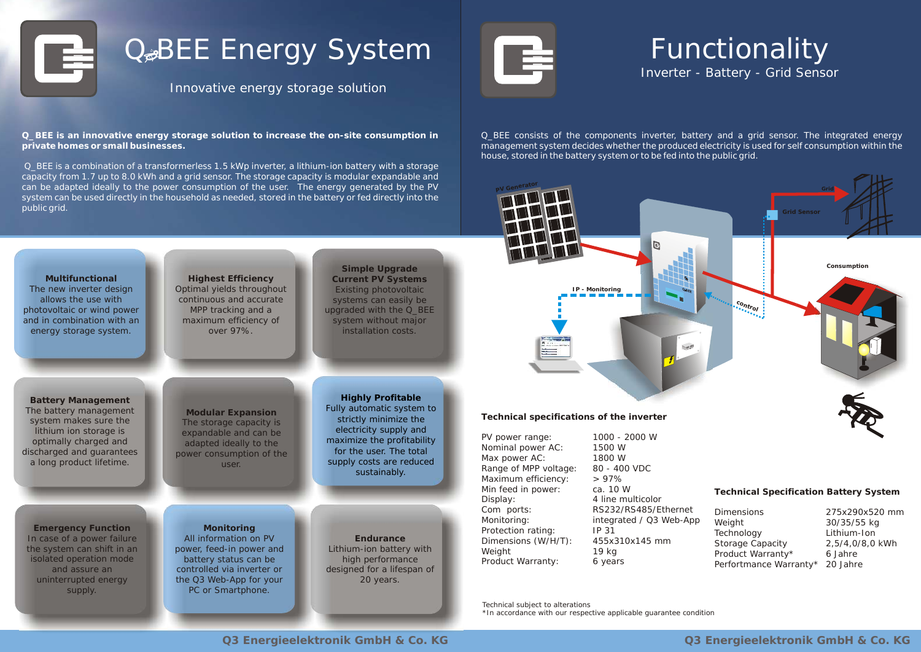# Q_BEE Energy System

Innovative energy storage solution

**Q_BEE is an innovative energy storage solution to increase the on-site consumption in private homes or small businesses.**

Q_BEE is a combination of a transformerless 1.5 kWp inverter, a lithium-ion battery with a storage capacity from 1.7 up to 8.0 kWh and a grid sensor. The storage capacity is modular expandable and can be adapted ideally to the power consumption of the user. The energy generated by the PV system can be used directly in the household as needed, stored in the battery or fed directly into the public grid.

**Multifunctional**
The new inverter design allows the use with photovoltaic or wind power and in combination with an energy storage system.

**Highest Efficiency**
Optimal yields throughout continuous and accurate MPP tracking and a maximum efficiency of over 97%.

**Simple Upgrade Current PV Systems**
Existing photovoltaic systems can easily be upgraded with the Q_BEE system without major installation costs.

**Battery Management**
The battery management system makes sure the lithium ion storage is optimally charged and discharged and guarantees a long product lifetime.

**Modular Expansion**
The storage capacity is expandable and can be adapted ideally to the power consumption of the user.

**Highly Profitable**
Fully automatic system to strictly minimize the electricity supply and maximize the profitability for the user. The total supply costs are reduced sustainably.

**Emergency Function**
In case of a power failure the system can shift in an isolated operation mode and assure an uninterrupted energy supply.

**Monitoring**
All information on PV power, feed-in power and battery status can be controlled via inverter or the Q3 Web-App for your PC or Smartphone.

**Endurance**
Lithium-ion battery with high performance designed for a lifespan of 20 years.

# Functionality

Inverter - Battery - Grid Sensor

Q_BEE consists of the components inverter, battery and a grid sensor. The integrated energy management system decides whether the produced electricity is used for self consumption within the house, stored in the battery system or to be fed into the public grid.

PV Generator

Grid

Grid Sensor

IP - Monitoring

Control

Consumption

### Technical specifications of the inverter

| | |
|---|---|
| PV power range: | 1000 - 2000 W |
| Nominal power AC: | 1500 W |
| Max power AC: | 1800 W |
| Range of MPP voltage: | 80 - 400 VDC |
| Maximum efficiency: | > 97% |
| Min feed in power: | ca. 10 W |
| Display: | 4 line multicolor |
| Com ports: | RS232/RS485/Ethernet |
| Monitoring: | integrated / Q3 Web-App |
| Protection rating: | IP 31 |
| Dimensions (W/H/T): | 455x310x145 mm |
| Weight | 19 kg |
| Product Warranty: | 6 years |

### Technical Specification Battery System

| | |
|---|---|
| Dimensions | 275x290x520 mm |
| Weight | 30/35/55 kg |
| Technology | Lithium-Ion |
| Storage Capacity | 2,5/4,0/8,0 kWh |
| Product Warranty* | 6 Jahre |
| Performtance Warranty* | 20 Jahre |

Technical subject to alterations
*In accordance with our respective applicable guarantee condition

Q3 Energieelektronik GmbH & Co. KG